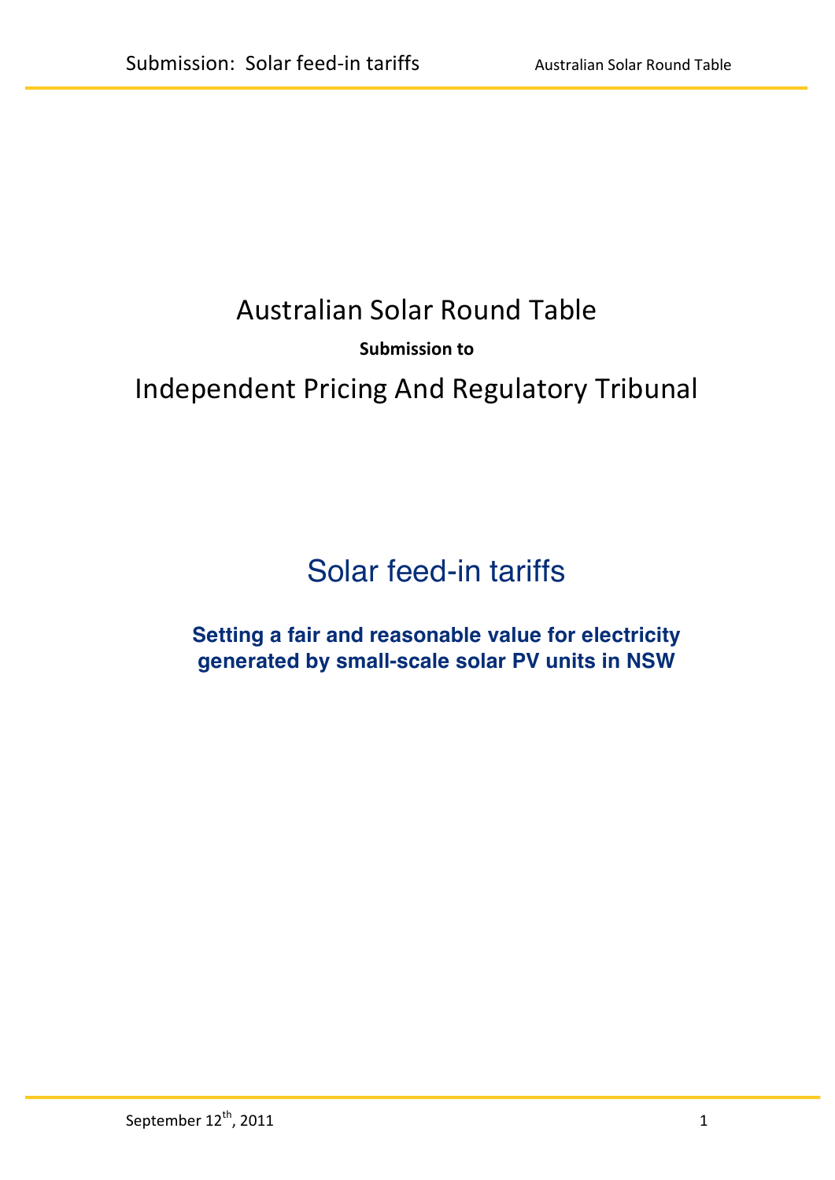# Australian Solar Round Table

**Submission to**

# Independent Pricing And Regulatory Tribunal

## Solar feed-in tariffs

### Setting a fair and reasonable value for electricity generated by small-scale solar PV units in NSW

September 12th, 2011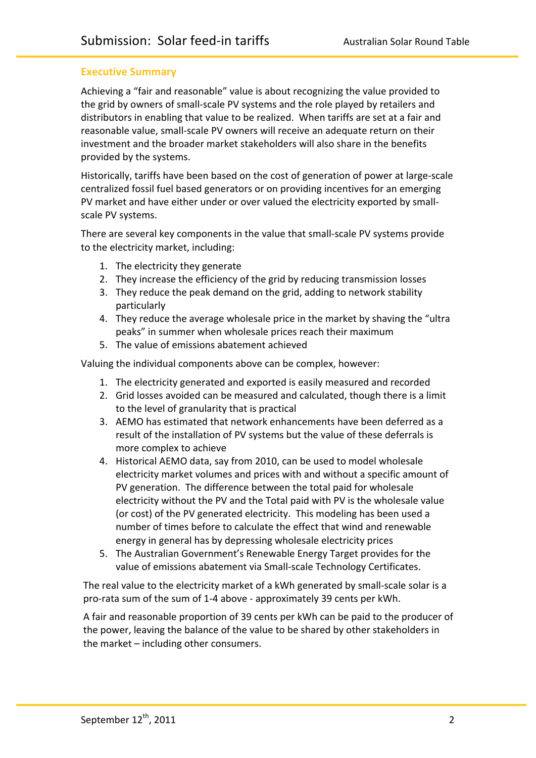## Executive Summary

Achieving a "fair and reasonable" value is about recognizing the value provided to the grid by owners of small-scale PV systems and the role played by retailers and distributors in enabling that value to be realized. When tariffs are set at a fair and reasonable value, small-scale PV owners will receive an adequate return on their investment and the broader market stakeholders will also share in the benefits provided by the systems.

Historically, tariffs have been based on the cost of generation of power at large-scale centralized fossil fuel based generators or on providing incentives for an emerging PV market and have either under or over valued the electricity exported by small-scale PV systems.

There are several key components in the value that small-scale PV systems provide to the electricity market, including:

1. The electricity they generate
2. They increase the efficiency of the grid by reducing transmission losses
3. They reduce the peak demand on the grid, adding to network stability particularly
4. They reduce the average wholesale price in the market by shaving the "ultra peaks" in summer when wholesale prices reach their maximum
5. The value of emissions abatement achieved

Valuing the individual components above can be complex, however:

1. The electricity generated and exported is easily measured and recorded
2. Grid losses avoided can be measured and calculated, though there is a limit to the level of granularity that is practical
3. AEMO has estimated that network enhancements have been deferred as a result of the installation of PV systems but the value of these deferrals is more complex to achieve
4. Historical AEMO data, say from 2010, can be used to model wholesale electricity market volumes and prices with and without a specific amount of PV generation. The difference between the total paid for wholesale electricity without the PV and the Total paid with PV is the wholesale value (or cost) of the PV generated electricity. This modeling has been used a number of times before to calculate the effect that wind and renewable energy in general has by depressing wholesale electricity prices
5. The Australian Government's Renewable Energy Target provides for the value of emissions abatement via Small-scale Technology Certificates.

The real value to the electricity market of a kWh generated by small-scale solar is a pro-rata sum of the sum of 1-4 above - approximately 39 cents per kWh.

A fair and reasonable proportion of 39 cents per kWh can be paid to the producer of the power, leaving the balance of the value to be shared by other stakeholders in the market – including other consumers.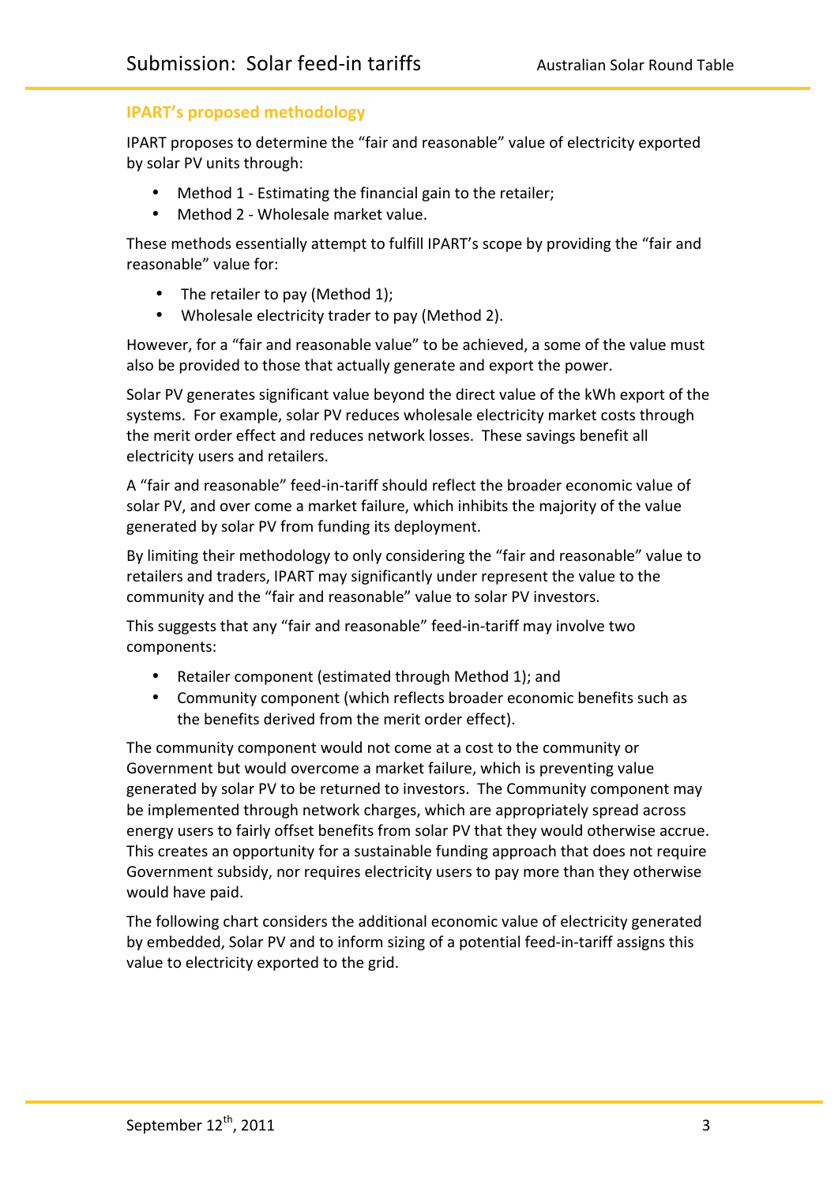## IPART's proposed methodology

IPART proposes to determine the "fair and reasonable" value of electricity exported by solar PV units through:

- Method 1 - Estimating the financial gain to the retailer;
- Method 2 - Wholesale market value.

These methods essentially attempt to fulfill IPART's scope by providing the "fair and reasonable" value for:

- The retailer to pay (Method 1);
- Wholesale electricity trader to pay (Method 2).

However, for a "fair and reasonable value" to be achieved, a some of the value must also be provided to those that actually generate and export the power.

Solar PV generates significant value beyond the direct value of the kWh export of the systems. For example, solar PV reduces wholesale electricity market costs through the merit order effect and reduces network losses. These savings benefit all electricity users and retailers.

A "fair and reasonable" feed-in-tariff should reflect the broader economic value of solar PV, and over come a market failure, which inhibits the majority of the value generated by solar PV from funding its deployment.

By limiting their methodology to only considering the "fair and reasonable" value to retailers and traders, IPART may significantly under represent the value to the community and the "fair and reasonable" value to solar PV investors.

This suggests that any "fair and reasonable" feed-in-tariff may involve two components:

- Retailer component (estimated through Method 1); and
- Community component (which reflects broader economic benefits such as the benefits derived from the merit order effect).

The community component would not come at a cost to the community or Government but would overcome a market failure, which is preventing value generated by solar PV to be returned to investors. The Community component may be implemented through network charges, which are appropriately spread across energy users to fairly offset benefits from solar PV that they would otherwise accrue. This creates an opportunity for a sustainable funding approach that does not require Government subsidy, nor requires electricity users to pay more than they otherwise would have paid.

The following chart considers the additional economic value of electricity generated by embedded, Solar PV and to inform sizing of a potential feed-in-tariff assigns this value to electricity exported to the grid.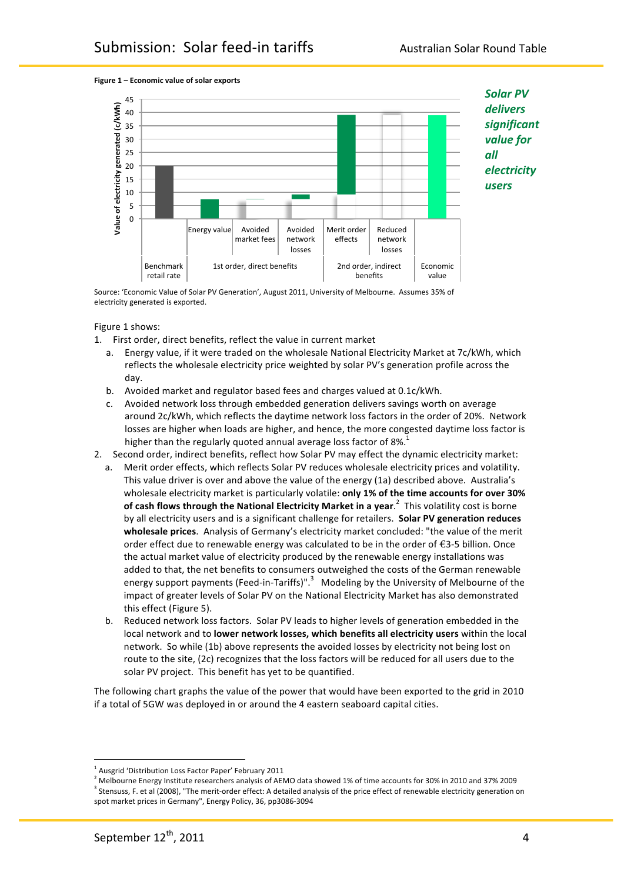**Figure 1 – Economic value of solar exports**

| Category | Item |
|---|---|
| Benchmark retail rate | |
| 1st order, direct benefits | Energy value |
| | Avoided market fees |
| | Avoided network losses |
| 2nd order, indirect benefits | Merit order effects |
| | Reduced network losses |
| Economic value | |

*Solar PV delivers significant value for all electricity users*

Source: 'Economic Value of Solar PV Generation', August 2011, University of Melbourne. Assumes 35% of electricity generated is exported.

Figure 1 shows:

1. First order, direct benefits, reflect the value in current market
   a. Energy value, if it were traded on the wholesale National Electricity Market at 7c/kWh, which reflects the wholesale electricity price weighted by solar PV's generation profile across the day.
   b. Avoided market and regulator based fees and charges valued at 0.1c/kWh.
   c. Avoided network loss through embedded generation delivers savings worth on average around 2c/kWh, which reflects the daytime network loss factors in the order of 20%. Network losses are higher when loads are higher, and hence, the more congested daytime loss factor is higher than the regularly quoted annual average loss factor of 8%.[1]
2. Second order, indirect benefits, reflect how Solar PV may effect the dynamic electricity market:
   a. Merit order effects, which reflects Solar PV reduces wholesale electricity prices and volatility. This value driver is over and above the value of the energy (1a) described above. Australia's wholesale electricity market is particularly volatile: **only 1% of the time accounts for over 30% of cash flows through the National Electricity Market in a year**.[2] This volatility cost is borne by all electricity users and is a significant challenge for retailers. **Solar PV generation reduces wholesale prices**. Analysis of Germany's electricity market concluded: "the value of the merit order effect due to renewable energy was calculated to be in the order of €3-5 billion. Once the actual market value of electricity produced by the renewable energy installations was added to that, the net benefits to consumers outweighed the costs of the German renewable energy support payments (Feed-in-Tariffs)".[3] Modeling by the University of Melbourne of the impact of greater levels of Solar PV on the National Electricity Market has also demonstrated this effect (Figure 5).
   b. Reduced network loss factors. Solar PV leads to higher levels of generation embedded in the local network and to **lower network losses, which benefits all electricity users** within the local network. So while (1b) above represents the avoided losses by electricity not being lost on route to the site, (2c) recognizes that the loss factors will be reduced for all users due to the solar PV project. This benefit has yet to be quantified.

The following chart graphs the value of the power that would have been exported to the grid in 2010 if a total of 5GW was deployed in or around the 4 eastern seaboard capital cities.

---

[1] Ausgrid 'Distribution Loss Factor Paper' February 2011

[2] Melbourne Energy Institute researchers analysis of AEMO data showed 1% of time accounts for 30% in 2010 and 37% 2009

[3] Stensuss, F. et al (2008), "The merit-order effect: A detailed analysis of the price effect of renewable electricity generation on spot market prices in Germany", Energy Policy, 36, pp3086-3094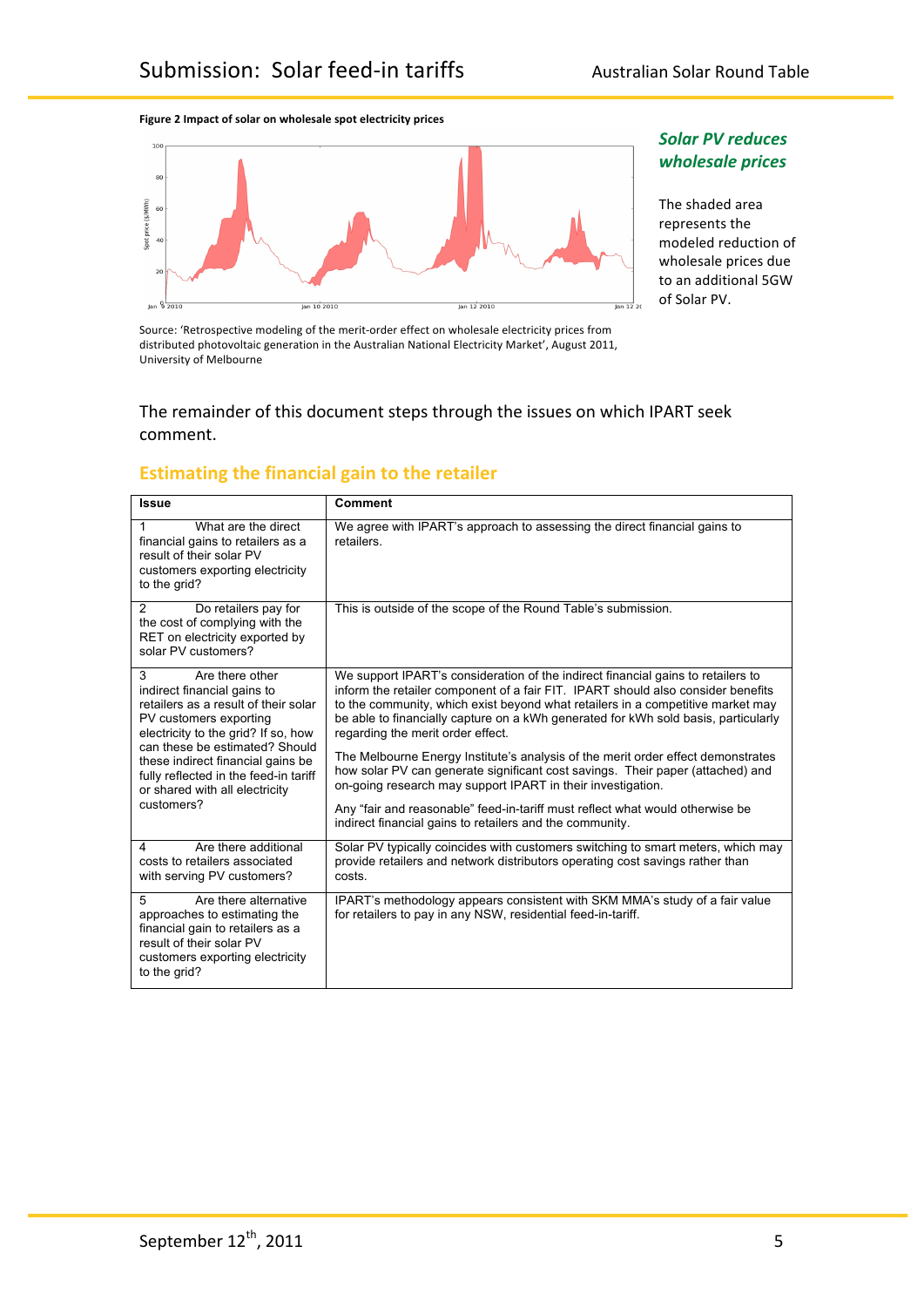**Figure 2 Impact of solar on wholesale spot electricity prices**

***Solar PV reduces wholesale prices***

The shaded area represents the modeled reduction of wholesale prices due to an additional 5GW of Solar PV.

Source: 'Retrospective modeling of the merit-order effect on wholesale electricity prices from distributed photovoltaic generation in the Australian National Electricity Market', August 2011, University of Melbourne

The remainder of this document steps through the issues on which IPART seek comment.

## Estimating the financial gain to the retailer

| Issue | Comment |
|---|---|
| 1 What are the direct financial gains to retailers as a result of their solar PV customers exporting electricity to the grid? | We agree with IPART's approach to assessing the direct financial gains to retailers. |
| 2 Do retailers pay for the cost of complying with the RET on electricity exported by solar PV customers? | This is outside of the scope of the Round Table's submission. |
| 3 Are there other indirect financial gains to retailers as a result of their solar PV customers exporting electricity to the grid? If so, how can these be estimated? Should these indirect financial gains be fully reflected in the feed-in tariff or shared with all electricity customers? | We support IPART's consideration of the indirect financial gains to retailers to inform the retailer component of a fair FIT. IPART should also consider benefits to the community, which exist beyond what retailers in a competitive market may be able to financially capture on a kWh generated for kWh sold basis, particularly regarding the merit order effect.<br><br>The Melbourne Energy Institute's analysis of the merit order effect demonstrates how solar PV can generate significant cost savings. Their paper (attached) and on-going research may support IPART in their investigation.<br><br>Any "fair and reasonable" feed-in-tariff must reflect what would otherwise be indirect financial gains to retailers and the community. |
| 4 Are there additional costs to retailers associated with serving PV customers? | Solar PV typically coincides with customers switching to smart meters, which may provide retailers and network distributors operating cost savings rather than costs. |
| 5 Are there alternative approaches to estimating the financial gain to retailers as a result of their solar PV customers exporting electricity to the grid? | IPART's methodology appears consistent with SKM MMA's study of a fair value for retailers to pay in any NSW, residential feed-in-tariff. |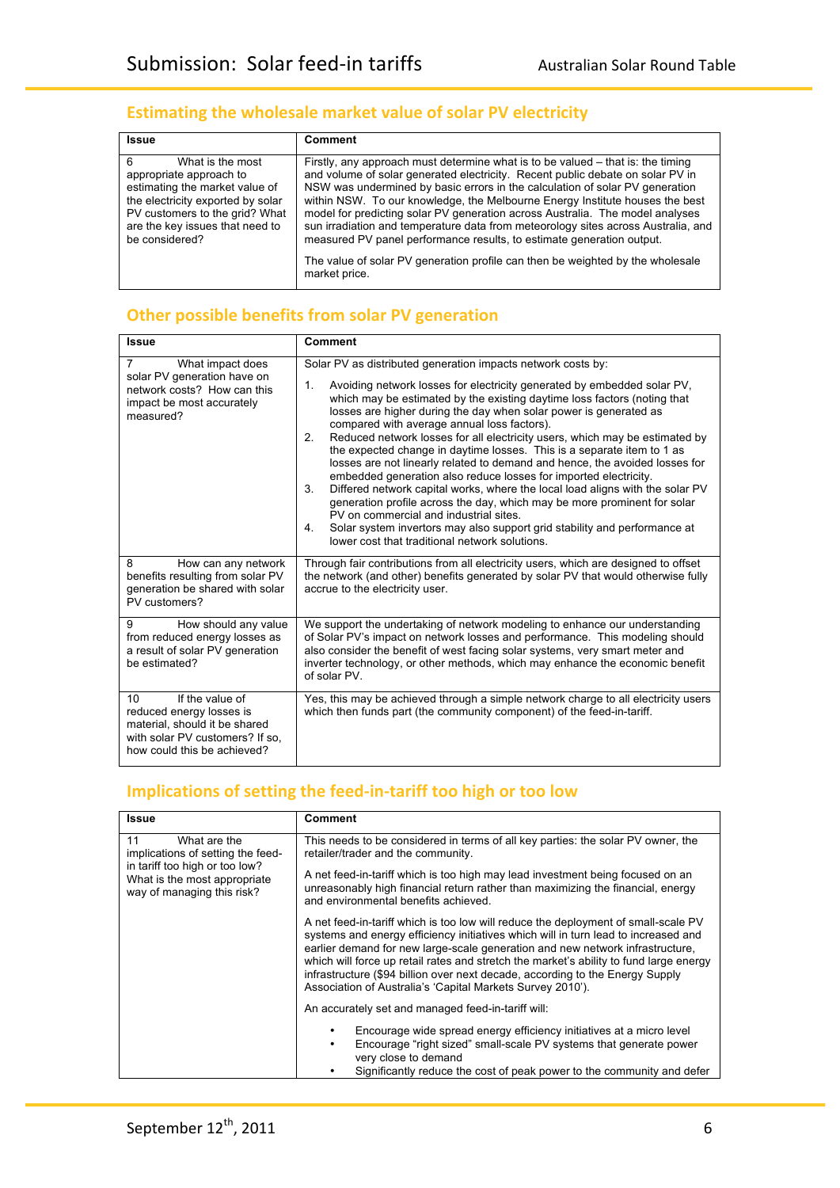## Estimating the wholesale market value of solar PV electricity

| Issue | Comment |
|---|---|
| 6 What is the most appropriate approach to estimating the market value of the electricity exported by solar PV customers to the grid? What are the key issues that need to be considered? | Firstly, any approach must determine what is to be valued – that is: the timing and volume of solar generated electricity. Recent public debate on solar PV in NSW was undermined by basic errors in the calculation of solar PV generation within NSW. To our knowledge, the Melbourne Energy Institute houses the best model for predicting solar PV generation across Australia. The model analyses sun irradiation and temperature data from meteorology sites across Australia, and measured PV panel performance results, to estimate generation output.<br><br>The value of solar PV generation profile can then be weighted by the wholesale market price. |

## Other possible benefits from solar PV generation

| Issue | Comment |
|---|---|
| 7 What impact does solar PV generation have on network costs? How can this impact be most accurately measured? | Solar PV as distributed generation impacts network costs by:<br><br>1. Avoiding network losses for electricity generated by embedded solar PV, which may be estimated by the existing daytime loss factors (noting that losses are higher during the day when solar power is generated as compared with average annual loss factors).<br>2. Reduced network losses for all electricity users, which may be estimated by the expected change in daytime losses. This is a separate item to 1 as losses are not linearly related to demand and hence, the avoided losses for embedded generation also reduce losses for imported electricity.<br>3. Differed network capital works, where the local load aligns with the solar PV generation profile across the day, which may be more prominent for solar PV on commercial and industrial sites.<br>4. Solar system invertors may also support grid stability and performance at lower cost that traditional network solutions. |
| 8 How can any network benefits resulting from solar PV generation be shared with solar PV customers? | Through fair contributions from all electricity users, which are designed to offset the network (and other) benefits generated by solar PV that would otherwise fully accrue to the electricity user. |
| 9 How should any value from reduced energy losses as a result of solar PV generation be estimated? | We support the undertaking of network modeling to enhance our understanding of Solar PV's impact on network losses and performance. This modeling should also consider the benefit of west facing solar systems, very smart meter and inverter technology, or other methods, which may enhance the economic benefit of solar PV. |
| 10 If the value of reduced energy losses is material, should it be shared with solar PV customers? If so, how could this be achieved? | Yes, this may be achieved through a simple network charge to all electricity users which then funds part (the community component) of the feed-in-tariff. |

## Implications of setting the feed-in-tariff too high or too low

| Issue | Comment |
|---|---|
| 11 What are the implications of setting the feed-in tariff too high or too low? What is the most appropriate way of managing this risk? | This needs to be considered in terms of all key parties: the solar PV owner, the retailer/trader and the community.<br><br>A net feed-in-tariff which is too high may lead investment being focused on an unreasonably high financial return rather than maximizing the financial, energy and environmental benefits achieved.<br><br>A net feed-in-tariff which is too low will reduce the deployment of small-scale PV systems and energy efficiency initiatives which will in turn lead to increased and earlier demand for new large-scale generation and new network infrastructure, which will force up retail rates and stretch the market's ability to fund large energy infrastructure ($94 billion over next decade, according to the Energy Supply Association of Australia's 'Capital Markets Survey 2010').<br><br>An accurately set and managed feed-in-tariff will:<br><br>• Encourage wide spread energy efficiency initiatives at a micro level<br>• Encourage "right sized" small-scale PV systems that generate power very close to demand<br>• Significantly reduce the cost of peak power to the community and defer |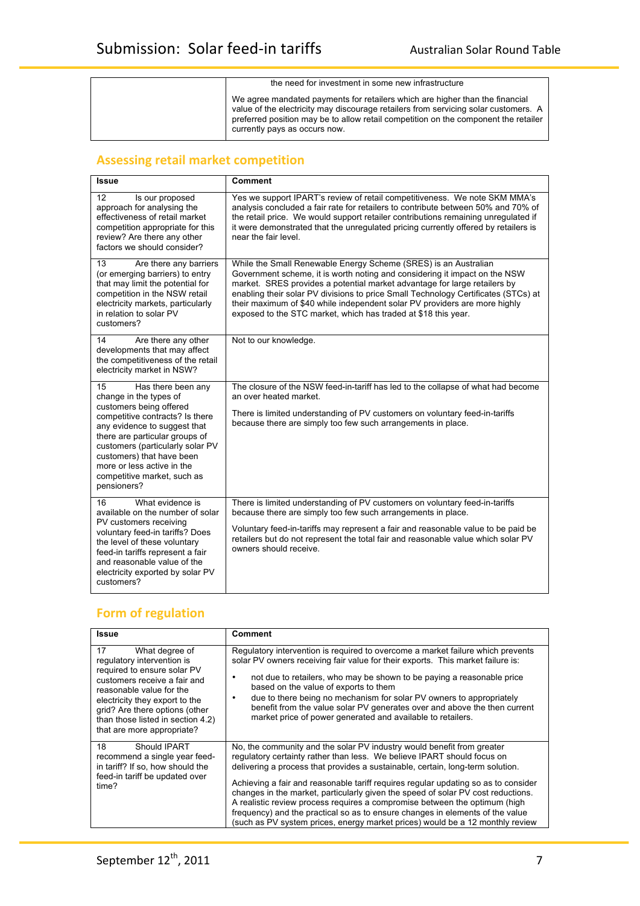| | |
|---|---|
| | the need for investment in some new infrastructure<br><br>We agree mandated payments for retailers which are higher than the financial value of the electricity may discourage retailers from servicing solar customers. A preferred position may be to allow retail competition on the component the retailer currently pays as occurs now. |

## Assessing retail market competition

| Issue | Comment |
|---|---|
| 12 Is our proposed approach for analysing the effectiveness of retail market competition appropriate for this review? Are there any other factors we should consider? | Yes we support IPART's review of retail competitiveness. We note SKM MMA's analysis concluded a fair rate for retailers to contribute between 50% and 70% of the retail price. We would support retailer contributions remaining unregulated if it were demonstrated that the unregulated pricing currently offered by retailers is near the fair level. |
| 13 Are there any barriers (or emerging barriers) to entry that may limit the potential for competition in the NSW retail electricity markets, particularly in relation to solar PV customers? | While the Small Renewable Energy Scheme (SRES) is an Australian Government scheme, it is worth noting and considering it impact on the NSW market. SRES provides a potential market advantage for large retailers by enabling their solar PV divisions to price Small Technology Certificates (STCs) at their maximum of $40 while independent solar PV providers are more highly exposed to the STC market, which has traded at $18 this year. |
| 14 Are there any other developments that may affect the competitiveness of the retail electricity market in NSW? | Not to our knowledge. |
| 15 Has there been any change in the types of customers being offered competitive contracts? Is there any evidence to suggest that there are particular groups of customers (particularly solar PV customers) that have been more or less active in the competitive market, such as pensioners? | The closure of the NSW feed-in-tariff has led to the collapse of what had become an over heated market.<br><br>There is limited understanding of PV customers on voluntary feed-in-tariffs because there are simply too few such arrangements in place. |
| 16 What evidence is available on the number of solar PV customers receiving voluntary feed-in tariffs? Does the level of these voluntary feed-in tariffs represent a fair and reasonable value of the electricity exported by solar PV customers? | There is limited understanding of PV customers on voluntary feed-in-tariffs because there are simply too few such arrangements in place.<br><br>Voluntary feed-in-tariffs may represent a fair and reasonable value to be paid be retailers but do not represent the total fair and reasonable value which solar PV owners should receive. |

## Form of regulation

| Issue | Comment |
|---|---|
| 17 What degree of regulatory intervention is required to ensure solar PV customers receive a fair and reasonable value for the electricity they export to the grid? Are there options (other than those listed in section 4.2) that are more appropriate? | Regulatory intervention is required to overcome a market failure which prevents solar PV owners receiving fair value for their exports. This market failure is:<br>• not due to retailers, who may be shown to be paying a reasonable price based on the value of exports to them<br>• due to there being no mechanism for solar PV owners to appropriately benefit from the value solar PV generates over and above the then current market price of power generated and available to retailers. |
| 18 Should IPART recommend a single year feed-in tariff? If so, how should the feed-in tariff be updated over time? | No, the community and the solar PV industry would benefit from greater regulatory certainty rather than less. We believe IPART should focus on delivering a process that provides a sustainable, certain, long-term solution.<br><br>Achieving a fair and reasonable tariff requires regular updating so as to consider changes in the market, particularly given the speed of solar PV cost reductions. A realistic review process requires a compromise between the optimum (high frequency) and the practical so as to ensure changes in elements of the value (such as PV system prices, energy market prices) would be a 12 monthly review |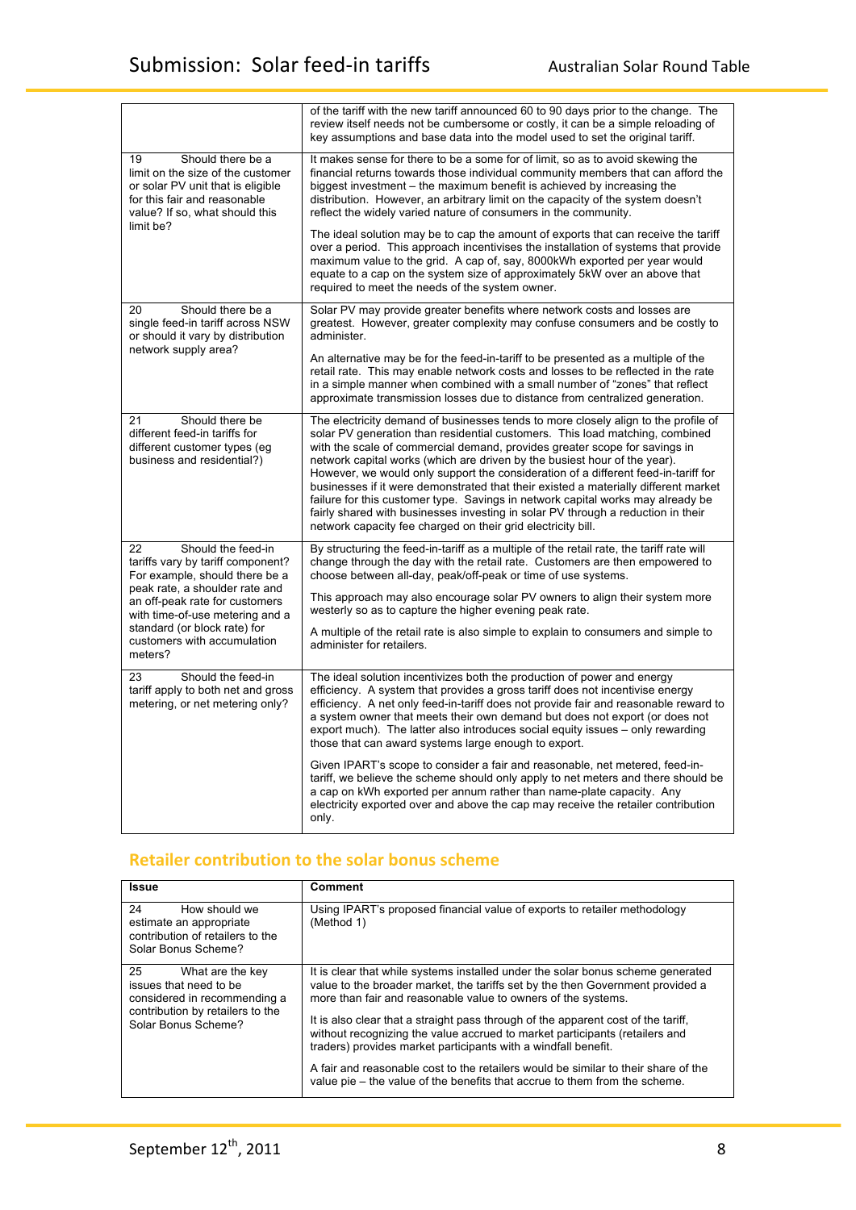| | |
|---|---|
| | of the tariff with the new tariff announced 60 to 90 days prior to the change. The review itself needs not be cumbersome or costly, it can be a simple reloading of key assumptions and base data into the model used to set the original tariff. |
| 19 Should there be a limit on the size of the customer or solar PV unit that is eligible for this fair and reasonable value? If so, what should this limit be? | It makes sense for there to be a some for of limit, so as to avoid skewing the financial returns towards those individual community members that can afford the biggest investment – the maximum benefit is achieved by increasing the distribution. However, an arbitrary limit on the capacity of the system doesn't reflect the widely varied nature of consumers in the community.<br><br>The ideal solution may be to cap the amount of exports that can receive the tariff over a period. This approach incentivises the installation of systems that provide maximum value to the grid. A cap of, say, 8000kWh exported per year would equate to a cap on the system size of approximately 5kW over an above that required to meet the needs of the system owner. |
| 20 Should there be a single feed-in tariff across NSW or should it vary by distribution network supply area? | Solar PV may provide greater benefits where network costs and losses are greatest. However, greater complexity may confuse consumers and be costly to administer.<br><br>An alternative may be for the feed-in-tariff to be presented as a multiple of the retail rate. This may enable network costs and losses to be reflected in the rate in a simple manner when combined with a small number of "zones" that reflect approximate transmission losses due to distance from centralized generation. |
| 21 Should there be different feed-in tariffs for different customer types (eg business and residential?) | The electricity demand of businesses tends to more closely align to the profile of solar PV generation than residential customers. This load matching, combined with the scale of commercial demand, provides greater scope for savings in network capital works (which are driven by the busiest hour of the year). However, we would only support the consideration of a different feed-in-tariff for businesses if it were demonstrated that their existed a materially different market failure for this customer type. Savings in network capital works may already be fairly shared with businesses investing in solar PV through a reduction in their network capacity fee charged on their grid electricity bill. |
| 22 Should the feed-in tariffs vary by tariff component? For example, should there be a peak rate, a shoulder rate and an off-peak rate for customers with time-of-use metering and a standard (or block rate) for customers with accumulation meters? | By structuring the feed-in-tariff as a multiple of the retail rate, the tariff rate will change through the day with the retail rate. Customers are then empowered to choose between all-day, peak/off-peak or time of use systems.<br><br>This approach may also encourage solar PV owners to align their system more westerly so as to capture the higher evening peak rate.<br><br>A multiple of the retail rate is also simple to explain to consumers and simple to administer for retailers. |
| 23 Should the feed-in tariff apply to both net and gross metering, or net metering only? | The ideal solution incentivizes both the production of power and energy efficiency. A system that provides a gross tariff does not incentivise energy efficiency. A net only feed-in-tariff does not provide fair and reasonable reward to a system owner that meets their own demand but does not export (or does not export much). The latter also introduces social equity issues – only rewarding those that can award systems large enough to export.<br><br>Given IPART's scope to consider a fair and reasonable, net metered, feed-in-tariff, we believe the scheme should only apply to net meters and there should be a cap on kWh exported per annum rather than name-plate capacity. Any electricity exported over and above the cap may receive the retailer contribution only. |

## Retailer contribution to the solar bonus scheme

| Issue | Comment |
|---|---|
| 24 How should we estimate an appropriate contribution of retailers to the Solar Bonus Scheme? | Using IPART's proposed financial value of exports to retailer methodology (Method 1) |
| 25 What are the key issues that need to be considered in recommending a contribution by retailers to the Solar Bonus Scheme? | It is clear that while systems installed under the solar bonus scheme generated value to the broader market, the tariffs set by the then Government provided a more than fair and reasonable value to owners of the systems.<br><br>It is also clear that a straight pass through of the apparent cost of the tariff, without recognizing the value accrued to market participants (retailers and traders) provides market participants with a windfall benefit.<br><br>A fair and reasonable cost to the retailers would be similar to their share of the value pie – the value of the benefits that accrue to them from the scheme. |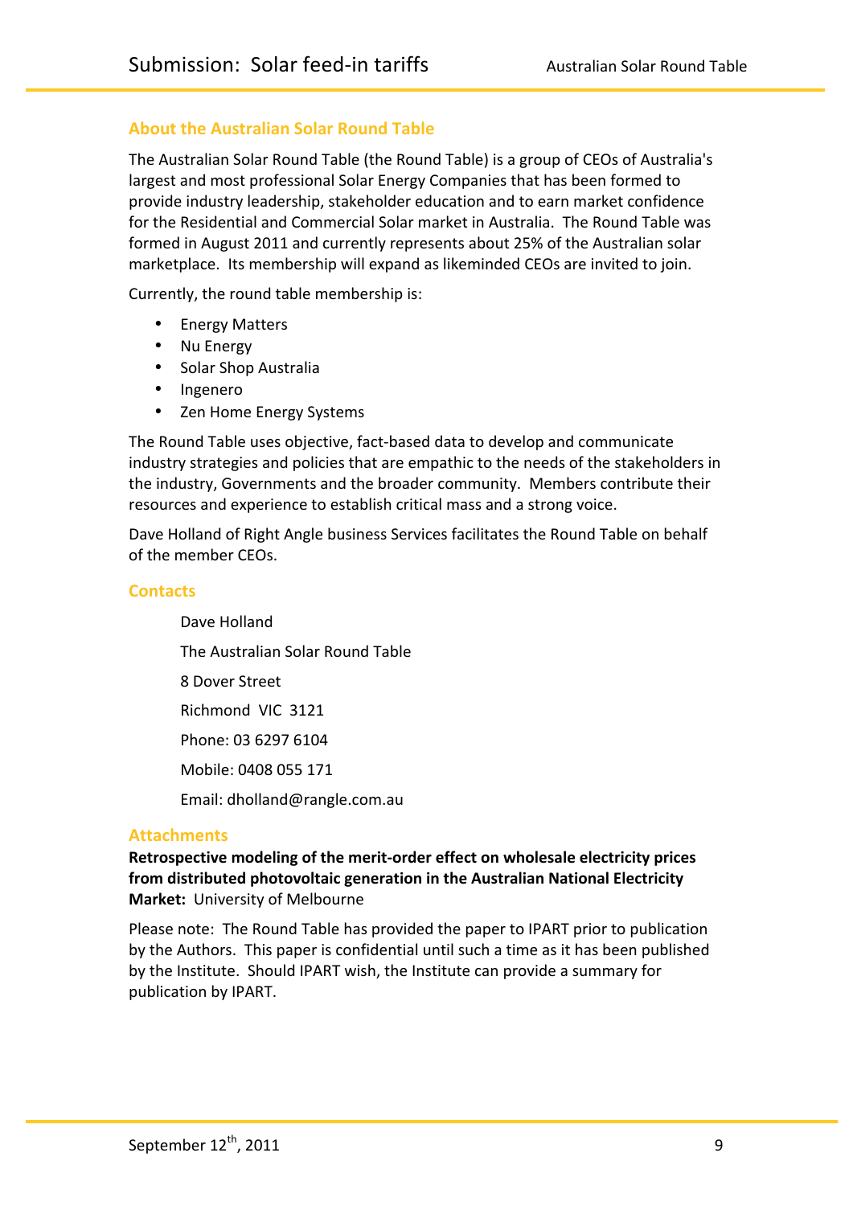## About the Australian Solar Round Table

The Australian Solar Round Table (the Round Table) is a group of CEOs of Australia's largest and most professional Solar Energy Companies that has been formed to provide industry leadership, stakeholder education and to earn market confidence for the Residential and Commercial Solar market in Australia. The Round Table was formed in August 2011 and currently represents about 25% of the Australian solar marketplace. Its membership will expand as likeminded CEOs are invited to join.

Currently, the round table membership is:

- Energy Matters
- Nu Energy
- Solar Shop Australia
- Ingenero
- Zen Home Energy Systems

The Round Table uses objective, fact-based data to develop and communicate industry strategies and policies that are empathic to the needs of the stakeholders in the industry, Governments and the broader community. Members contribute their resources and experience to establish critical mass and a strong voice.

Dave Holland of Right Angle business Services facilitates the Round Table on behalf of the member CEOs.

## Contacts

Dave Holland

The Australian Solar Round Table

8 Dover Street

Richmond VIC 3121

Phone: 03 6297 6104

Mobile: 0408 055 171

Email: dholland@rangle.com.au

## Attachments

**Retrospective modeling of the merit-order effect on wholesale electricity prices from distributed photovoltaic generation in the Australian National Electricity Market:** University of Melbourne

Please note: The Round Table has provided the paper to IPART prior to publication by the Authors. This paper is confidential until such a time as it has been published by the Institute. Should IPART wish, the Institute can provide a summary for publication by IPART.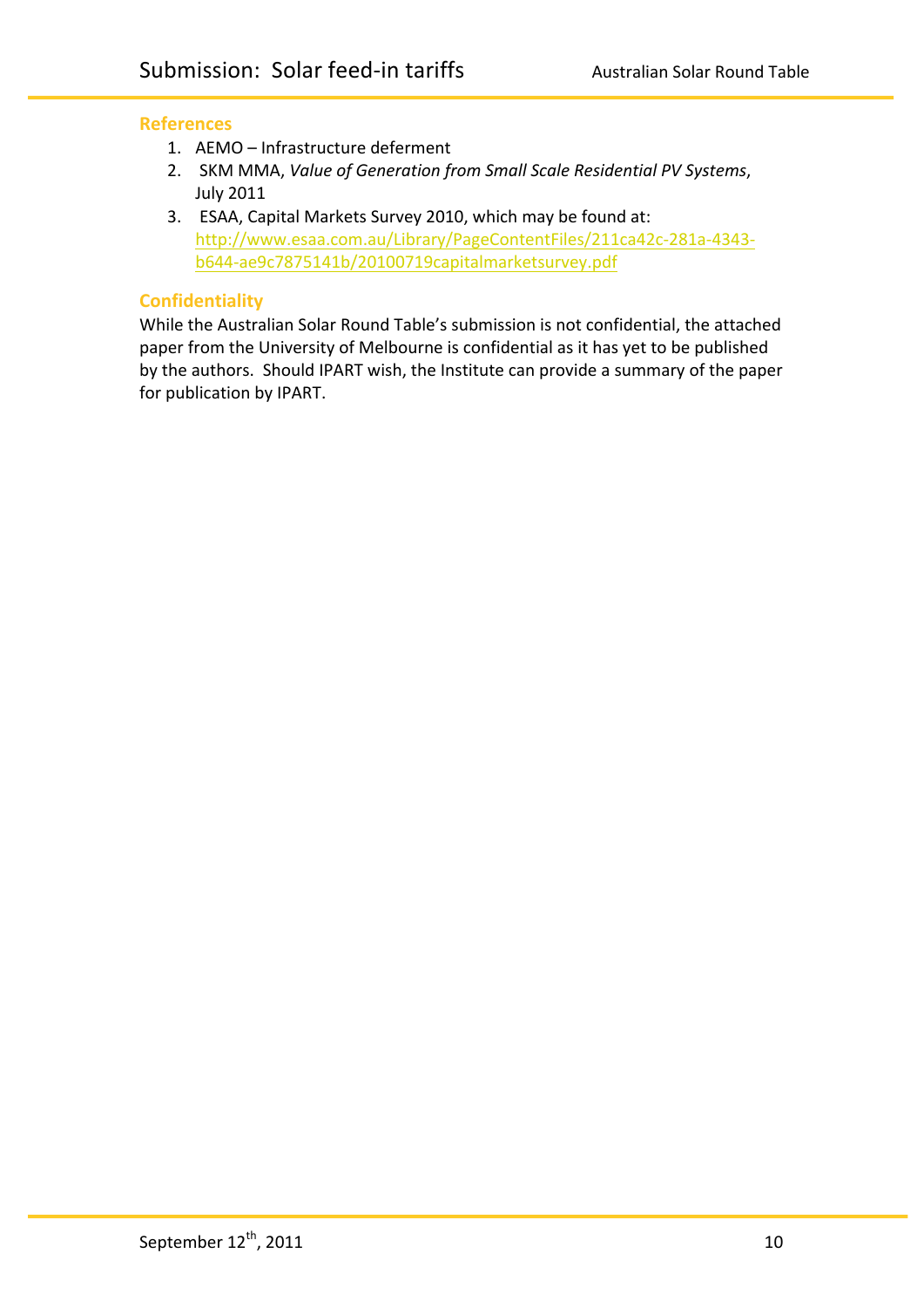## References

1. AEMO – Infrastructure deferment
2. SKM MMA, *Value of Generation from Small Scale Residential PV Systems*, July 2011
3. ESAA, Capital Markets Survey 2010, which may be found at: http://www.esaa.com.au/Library/PageContentFiles/211ca42c-281a-4343-b644-ae9c7875141b/20100719capitalmarketsurvey.pdf

## Confidentiality

While the Australian Solar Round Table's submission is not confidential, the attached paper from the University of Melbourne is confidential as it has yet to be published by the authors. Should IPART wish, the Institute can provide a summary of the paper for publication by IPART.